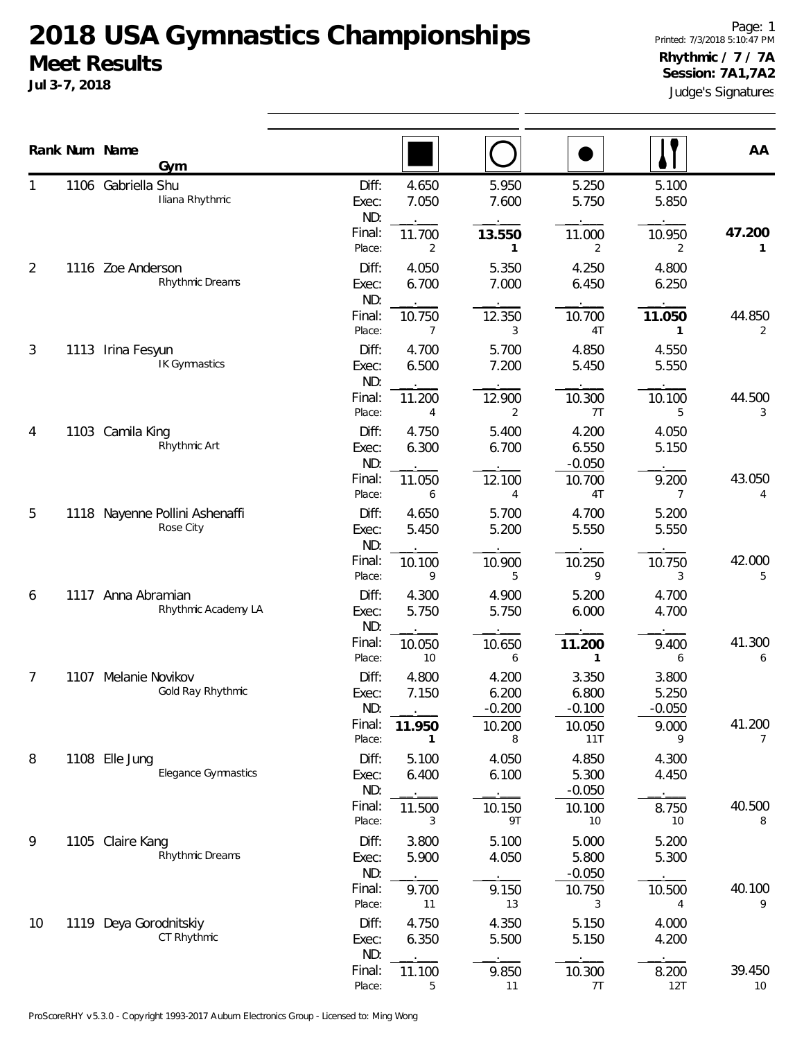# 2018 USA Gymnastics Championships

## Meet Results

**Jul 3-7, 2018**

Printed: 7/3/2018 5:10:47 PM

**Rhythmic / 7 / 7A**
**Session: 7A1,7A2**

Judge's Signatures

| Rank | Num | Name / Gym | | Rope (■) | Hoop (○) | Ball (●) | Clubs | AA |
|---|---|---|---|---|---|---|---|---|
| 1 | 1106 | Gabriella Shu<br>Iliana Rhythmic | Diff: | 4.650 | 5.950 | 5.250 | 5.100 | |
| | | | Exec: | 7.050 | 7.600 | 5.750 | 5.850 | |
| | | | ND: | \_\_.\_\_\_ | \_\_.\_\_\_ | \_\_.\_\_\_ | \_\_.\_\_\_ | |
| | | | Final: | 11.700 | **13.550** | 11.000 | 10.950 | **47.200** |
| | | | Place: | 2 | **1** | 2 | 2 | **1** |
| 2 | 1116 | Zoe Anderson<br>Rhythmic Dreams | Diff: | 4.050 | 5.350 | 4.250 | 4.800 | |
| | | | Exec: | 6.700 | 7.000 | 6.450 | 6.250 | |
| | | | ND: | \_\_.\_\_\_ | \_\_.\_\_\_ | \_\_.\_\_\_ | \_\_.\_\_\_ | |
| | | | Final: | 10.750 | 12.350 | 10.700 | **11.050** | 44.850 |
| | | | Place: | 7 | 3 | 4T | **1** | 2 |
| 3 | 1113 | Irina Fesyun<br>IK Gymnastics | Diff: | 4.700 | 5.700 | 4.850 | 4.550 | |
| | | | Exec: | 6.500 | 7.200 | 5.450 | 5.550 | |
| | | | ND: | \_\_.\_\_\_ | \_\_.\_\_\_ | \_\_.\_\_\_ | \_\_.\_\_\_ | |
| | | | Final: | 11.200 | 12.900 | 10.300 | 10.100 | 44.500 |
| | | | Place: | 4 | 2 | 7T | 5 | 3 |
| 4 | 1103 | Camila King<br>Rhythmic Art | Diff: | 4.750 | 5.400 | 4.200 | 4.050 | |
| | | | Exec: | 6.300 | 6.700 | 6.550 | 5.150 | |
| | | | ND: | \_\_.\_\_\_ | \_\_.\_\_\_ | -0.050 | \_\_.\_\_\_ | |
| | | | Final: | 11.050 | 12.100 | 10.700 | 9.200 | 43.050 |
| | | | Place: | 6 | 4 | 4T | 7 | 4 |
| 5 | 1118 | Nayenne Pollini Ashenaffi<br>Rose City | Diff: | 4.650 | 5.700 | 4.700 | 5.200 | |
| | | | Exec: | 5.450 | 5.200 | 5.550 | 5.550 | |
| | | | ND: | \_\_.\_\_\_ | \_\_.\_\_\_ | \_\_.\_\_\_ | \_\_.\_\_\_ | |
| | | | Final: | 10.100 | 10.900 | 10.250 | 10.750 | 42.000 |
| | | | Place: | 9 | 5 | 9 | 3 | 5 |
| 6 | 1117 | Anna Abramian<br>Rhythmic Academy LA | Diff: | 4.300 | 4.900 | 5.200 | 4.700 | |
| | | | Exec: | 5.750 | 5.750 | 6.000 | 4.700 | |
| | | | ND: | \_\_.\_\_\_ | \_\_.\_\_\_ | \_\_.\_\_\_ | \_\_.\_\_\_ | |
| | | | Final: | 10.050 | 10.650 | **11.200** | 9.400 | 41.300 |
| | | | Place: | 10 | 6 | **1** | 6 | 6 |
| 7 | 1107 | Melanie Novikov<br>Gold Ray Rhythmic | Diff: | 4.800 | 4.200 | 3.350 | 3.800 | |
| | | | Exec: | 7.150 | 6.200 | 6.800 | 5.250 | |
| | | | ND: | \_\_.\_\_\_ | -0.200 | -0.100 | -0.050 | |
| | | | Final: | **11.950** | 10.200 | 10.050 | 9.000 | 41.200 |
| | | | Place: | **1** | 8 | 11T | 9 | 7 |
| 8 | 1108 | Elle Jung<br>Elegance Gymnastics | Diff: | 5.100 | 4.050 | 4.850 | 4.300 | |
| | | | Exec: | 6.400 | 6.100 | 5.300 | 4.450 | |
| | | | ND: | \_\_.\_\_\_ | \_\_.\_\_\_ | -0.050 | \_\_.\_\_\_ | |
| | | | Final: | 11.500 | 10.150 | 10.100 | 8.750 | 40.500 |
| | | | Place: | 3 | 9T | 10 | 10 | 8 |
| 9 | 1105 | Claire Kang<br>Rhythmic Dreams | Diff: | 3.800 | 5.100 | 5.000 | 5.200 | |
| | | | Exec: | 5.900 | 4.050 | 5.800 | 5.300 | |
| | | | ND: | \_\_.\_\_\_ | \_\_.\_\_\_ | -0.050 | \_\_.\_\_\_ | |
| | | | Final: | 9.700 | 9.150 | 10.750 | 10.500 | 40.100 |
| | | | Place: | 11 | 13 | 3 | 4 | 9 |
| 10 | 1119 | Deya Gorodnitskiy<br>CT Rhythmic | Diff: | 4.750 | 4.350 | 5.150 | 4.000 | |
| | | | Exec: | 6.350 | 5.500 | 5.150 | 4.200 | |
| | | | ND: | \_\_.\_\_\_ | \_\_.\_\_\_ | \_\_.\_\_\_ | \_\_.\_\_\_ | |
| | | | Final: | 11.100 | 9.850 | 10.300 | 8.200 | 39.450 |
| | | | Place: | 5 | 11 | 7T | 12T | 10 |

ProScoreRHY v5.3.0 - Copyright 1993-2017 Auburn Electronics Group - Licensed to: Ming Wong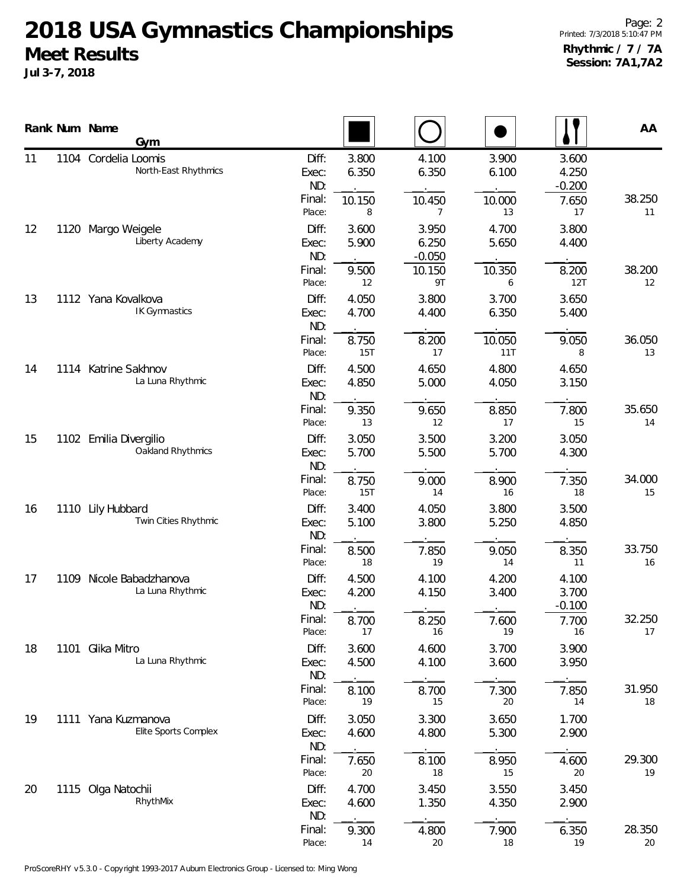# 2018 USA Gymnastics Championships

## Meet Results

**Jul 3-7, 2018**

Page: 2
Printed: 7/3/2018 5:10:47 PM

**Rhythmic / 7 / 7A**
**Session: 7A1,7A2**

| Rank | Num | Name / Gym | | Rope | Hoop | Ball | Clubs | AA |
|---|---|---|---|---|---|---|---|---|
| 11 | 1104 | Cordelia Loomis<br>North-East Rhythmics | Diff: | 3.800 | 4.100 | 3.900 | 3.600 | |
| | | | Exec: | 6.350 | 6.350 | 6.100 | 4.250 | |
| | | | ND: | | | | -0.200 | |
| | | | Final: | 10.150 | 10.450 | 10.000 | 7.650 | 38.250 |
| | | | Place: | 8 | 7 | 13 | 17 | 11 |
| 12 | 1120 | Margo Weigele<br>Liberty Academy | Diff: | 3.600 | 3.950 | 4.700 | 3.800 | |
| | | | Exec: | 5.900 | 6.250 | 5.650 | 4.400 | |
| | | | ND: | | -0.050 | | | |
| | | | Final: | 9.500 | 10.150 | 10.350 | 8.200 | 38.200 |
| | | | Place: | 12 | 9T | 6 | 12T | 12 |
| 13 | 1112 | Yana Kovalkova<br>IK Gymnastics | Diff: | 4.050 | 3.800 | 3.700 | 3.650 | |
| | | | Exec: | 4.700 | 4.400 | 6.350 | 5.400 | |
| | | | ND: | | | | | |
| | | | Final: | 8.750 | 8.200 | 10.050 | 9.050 | 36.050 |
| | | | Place: | 15T | 17 | 11T | 8 | 13 |
| 14 | 1114 | Katrine Sakhnov<br>La Luna Rhythmic | Diff: | 4.500 | 4.650 | 4.800 | 4.650 | |
| | | | Exec: | 4.850 | 5.000 | 4.050 | 3.150 | |
| | | | ND: | | | | | |
| | | | Final: | 9.350 | 9.650 | 8.850 | 7.800 | 35.650 |
| | | | Place: | 13 | 12 | 17 | 15 | 14 |
| 15 | 1102 | Emilia Divergilio<br>Oakland Rhythmics | Diff: | 3.050 | 3.500 | 3.200 | 3.050 | |
| | | | Exec: | 5.700 | 5.500 | 5.700 | 4.300 | |
| | | | ND: | | | | | |
| | | | Final: | 8.750 | 9.000 | 8.900 | 7.350 | 34.000 |
| | | | Place: | 15T | 14 | 16 | 18 | 15 |
| 16 | 1110 | Lily Hubbard<br>Twin Cities Rhythmic | Diff: | 3.400 | 4.050 | 3.800 | 3.500 | |
| | | | Exec: | 5.100 | 3.800 | 5.250 | 4.850 | |
| | | | ND: | | | | | |
| | | | Final: | 8.500 | 7.850 | 9.050 | 8.350 | 33.750 |
| | | | Place: | 18 | 19 | 14 | 11 | 16 |
| 17 | 1109 | Nicole Babadzhanova<br>La Luna Rhythmic | Diff: | 4.500 | 4.100 | 4.200 | 4.100 | |
| | | | Exec: | 4.200 | 4.150 | 3.400 | 3.700 | |
| | | | ND: | | | | -0.100 | |
| | | | Final: | 8.700 | 8.250 | 7.600 | 7.700 | 32.250 |
| | | | Place: | 17 | 16 | 19 | 16 | 17 |
| 18 | 1101 | Glika Mitro<br>La Luna Rhythmic | Diff: | 3.600 | 4.600 | 3.700 | 3.900 | |
| | | | Exec: | 4.500 | 4.100 | 3.600 | 3.950 | |
| | | | ND: | | | | | |
| | | | Final: | 8.100 | 8.700 | 7.300 | 7.850 | 31.950 |
| | | | Place: | 19 | 15 | 20 | 14 | 18 |
| 19 | 1111 | Yana Kuzmanova<br>Elite Sports Complex | Diff: | 3.050 | 3.300 | 3.650 | 1.700 | |
| | | | Exec: | 4.600 | 4.800 | 5.300 | 2.900 | |
| | | | ND: | | | | | |
| | | | Final: | 7.650 | 8.100 | 8.950 | 4.600 | 29.300 |
| | | | Place: | 20 | 18 | 15 | 20 | 19 |
| 20 | 1115 | Olga Natochii<br>RhythMix | Diff: | 4.700 | 3.450 | 3.550 | 3.450 | |
| | | | Exec: | 4.600 | 1.350 | 4.350 | 2.900 | |
| | | | ND: | | | | | |
| | | | Final: | 9.300 | 4.800 | 7.900 | 6.350 | 28.350 |
| | | | Place: | 14 | 20 | 18 | 19 | 20 |

ProScoreRHY v5.3.0 - Copyright 1993-2017 Auburn Electronics Group - Licensed to: Ming Wong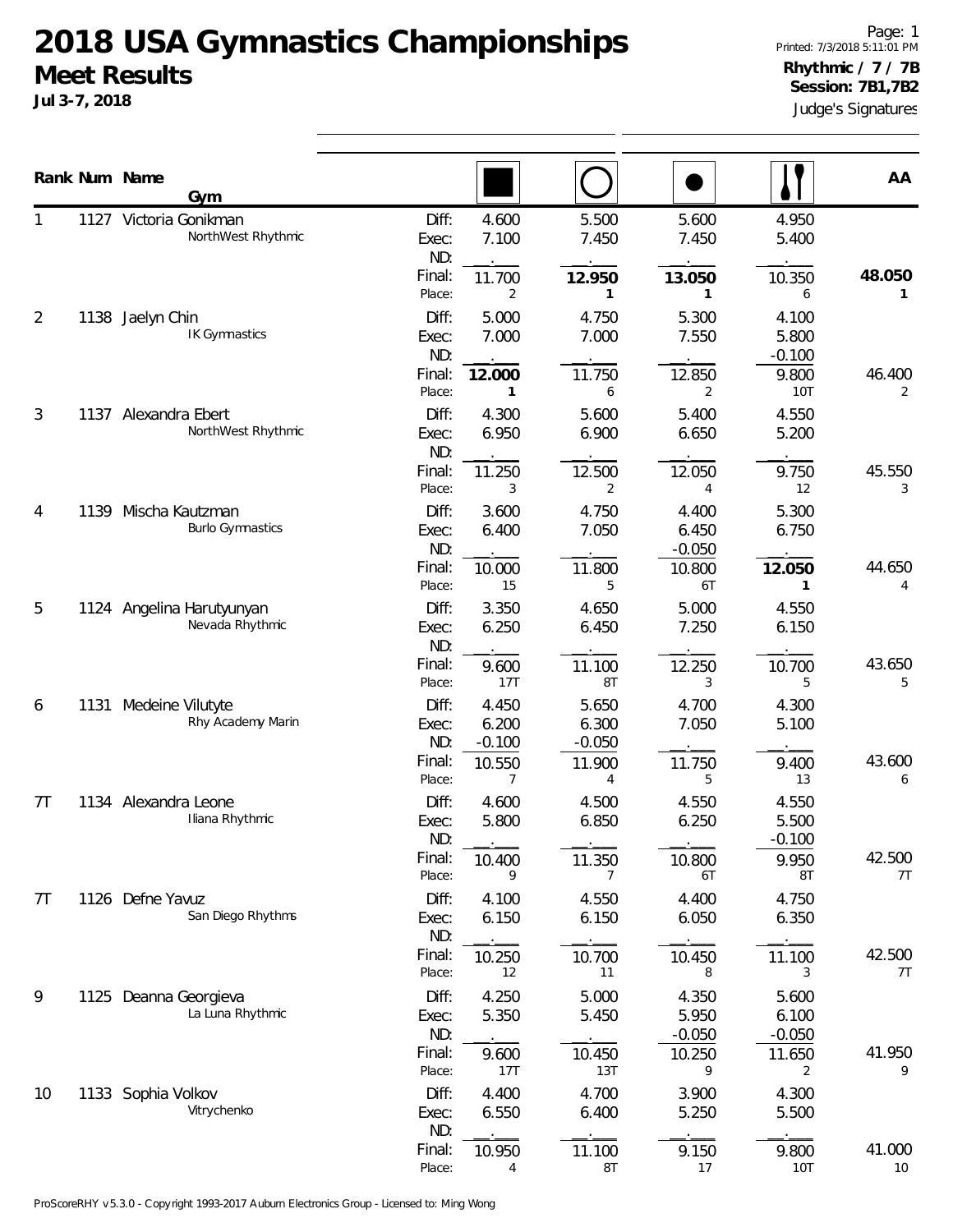# 2018 USA Gymnastics Championships

## Meet Results

**Jul 3-7, 2018**

Printed: 7/3/2018 5:11:01 PM

**Rhythmic / 7 / 7B**

**Session: 7B1,7B2**

Judge's Signatures

| Rank | Num | Name / Gym | | Rope | Hoop | Ball | Clubs | AA |
|---|---|---|---|---|---|---|---|---|
| 1 | 1127 | Victoria Gonikman | Diff: | 4.600 | 5.500 | 5.600 | 4.950 | |
| | | NorthWest Rhythmic | Exec: | 7.100 | 7.450 | 7.450 | 5.400 | |
| | | | ND: | | | | | |
| | | | Final: | 11.700 | **12.950** | **13.050** | 10.350 | **48.050** |
| | | | Place: | 2 | **1** | **1** | 6 | **1** |
| 2 | 1138 | Jaelyn Chin | Diff: | 5.000 | 4.750 | 5.300 | 4.100 | |
| | | IK Gymnastics | Exec: | 7.000 | 7.000 | 7.550 | 5.800 | |
| | | | ND: | | | | -0.100 | |
| | | | Final: | **12.000** | 11.750 | 12.850 | 9.800 | 46.400 |
| | | | Place: | **1** | 6 | 2 | 10T | 2 |
| 3 | 1137 | Alexandra Ebert | Diff: | 4.300 | 5.600 | 5.400 | 4.550 | |
| | | NorthWest Rhythmic | Exec: | 6.950 | 6.900 | 6.650 | 5.200 | |
| | | | ND: | | | | | |
| | | | Final: | 11.250 | 12.500 | 12.050 | 9.750 | 45.550 |
| | | | Place: | 3 | 2 | 4 | 12 | 3 |
| 4 | 1139 | Mischa Kautzman | Diff: | 3.600 | 4.750 | 4.400 | 5.300 | |
| | | Burlo Gymnastics | Exec: | 6.400 | 7.050 | 6.450 | 6.750 | |
| | | | ND: | | | -0.050 | | |
| | | | Final: | 10.000 | 11.800 | 10.800 | **12.050** | 44.650 |
| | | | Place: | 15 | 5 | 6T | **1** | 4 |
| 5 | 1124 | Angelina Harutyunyan | Diff: | 3.350 | 4.650 | 5.000 | 4.550 | |
| | | Nevada Rhythmic | Exec: | 6.250 | 6.450 | 7.250 | 6.150 | |
| | | | ND: | | | | | |
| | | | Final: | 9.600 | 11.100 | 12.250 | 10.700 | 43.650 |
| | | | Place: | 17T | 8T | 3 | 5 | 5 |
| 6 | 1131 | Medeine Vilutyte | Diff: | 4.450 | 5.650 | 4.700 | 4.300 | |
| | | Rhy Academy Marin | Exec: | 6.200 | 6.300 | 7.050 | 5.100 | |
| | | | ND: | -0.100 | -0.050 | | | |
| | | | Final: | 10.550 | 11.900 | 11.750 | 9.400 | 43.600 |
| | | | Place: | 7 | 4 | 5 | 13 | 6 |
| 7T | 1134 | Alexandra Leone | Diff: | 4.600 | 4.500 | 4.550 | 4.550 | |
| | | Iliana Rhythmic | Exec: | 5.800 | 6.850 | 6.250 | 5.500 | |
| | | | ND: | | | | -0.100 | |
| | | | Final: | 10.400 | 11.350 | 10.800 | 9.950 | 42.500 |
| | | | Place: | 9 | 7 | 6T | 8T | 7T |
| 7T | 1126 | Defne Yavuz | Diff: | 4.100 | 4.550 | 4.400 | 4.750 | |
| | | San Diego Rhythms | Exec: | 6.150 | 6.150 | 6.050 | 6.350 | |
| | | | ND: | | | | | |
| | | | Final: | 10.250 | 10.700 | 10.450 | 11.100 | 42.500 |
| | | | Place: | 12 | 11 | 8 | 3 | 7T |
| 9 | 1125 | Deanna Georgieva | Diff: | 4.250 | 5.000 | 4.350 | 5.600 | |
| | | La Luna Rhythmic | Exec: | 5.350 | 5.450 | 5.950 | 6.100 | |
| | | | ND: | | | -0.050 | -0.050 | |
| | | | Final: | 9.600 | 10.450 | 10.250 | 11.650 | 41.950 |
| | | | Place: | 17T | 13T | 9 | 2 | 9 |
| 10 | 1133 | Sophia Volkov | Diff: | 4.400 | 4.700 | 3.900 | 4.300 | |
| | | Vitrychenko | Exec: | 6.550 | 6.400 | 5.250 | 5.500 | |
| | | | ND: | | | | | |
| | | | Final: | 10.950 | 11.100 | 9.150 | 9.800 | 41.000 |
| | | | Place: | 4 | 8T | 17 | 10T | 10 |

ProScoreRHY v5.3.0 - Copyright 1993-2017 Auburn Electronics Group - Licensed to: Ming Wong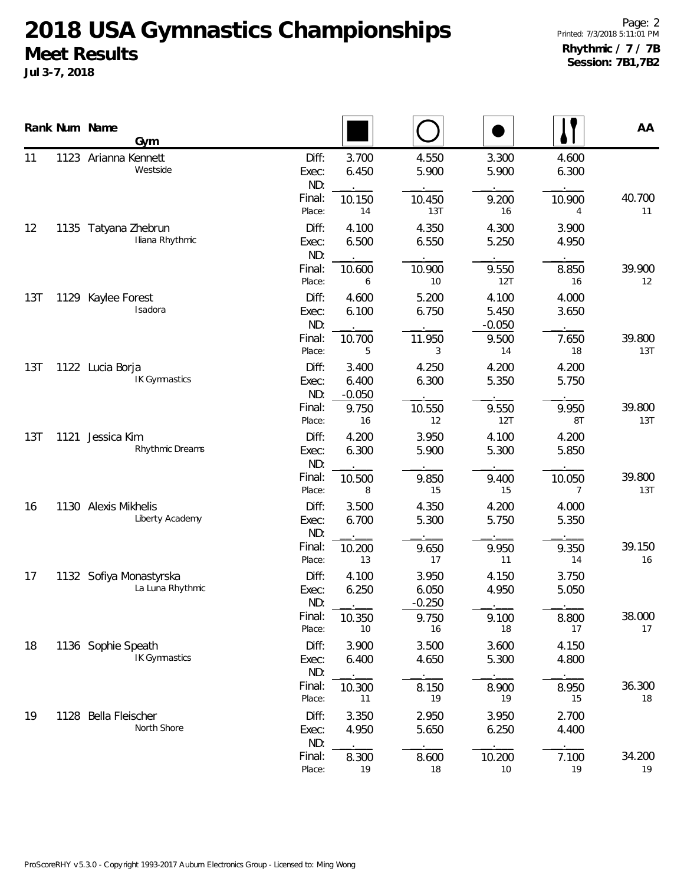# 2018 USA Gymnastics Championships

## Meet Results

**Jul 3-7, 2018**

**Rhythmic / 7 / 7B**
**Session: 7B1,7B2**

| Rank | Num | Name / Gym | | Rope | Hoop | Ball | Clubs | AA |
|---|---|---|---|---|---|---|---|---|
| 11 | 1123 | Arianna Kennett | Diff: | 3.700 | 4.550 | 3.300 | 4.600 | |
| | | Westside | Exec: | 6.450 | 5.900 | 5.900 | 6.300 | |
| | | | ND: | | | | | |
| | | | Final: | 10.150 | 10.450 | 9.200 | 10.900 | 40.700 |
| | | | Place: | 14 | 13T | 16 | 4 | 11 |
| 12 | 1135 | Tatyana Zhebrun | Diff: | 4.100 | 4.350 | 4.300 | 3.900 | |
| | | Iliana Rhythmic | Exec: | 6.500 | 6.550 | 5.250 | 4.950 | |
| | | | ND: | | | | | |
| | | | Final: | 10.600 | 10.900 | 9.550 | 8.850 | 39.900 |
| | | | Place: | 6 | 10 | 12T | 16 | 12 |
| 13T | 1129 | Kaylee Forest | Diff: | 4.600 | 5.200 | 4.100 | 4.000 | |
| | | Isadora | Exec: | 6.100 | 6.750 | 5.450 | 3.650 | |
| | | | ND: | | | -0.050 | | |
| | | | Final: | 10.700 | 11.950 | 9.500 | 7.650 | 39.800 |
| | | | Place: | 5 | 3 | 14 | 18 | 13T |
| 13T | 1122 | Lucia Borja | Diff: | 3.400 | 4.250 | 4.200 | 4.200 | |
| | | IK Gymnastics | Exec: | 6.400 | 6.300 | 5.350 | 5.750 | |
| | | | ND: | -0.050 | | | | |
| | | | Final: | 9.750 | 10.550 | 9.550 | 9.950 | 39.800 |
| | | | Place: | 16 | 12 | 12T | 8T | 13T |
| 13T | 1121 | Jessica Kim | Diff: | 4.200 | 3.950 | 4.100 | 4.200 | |
| | | Rhythmic Dreams | Exec: | 6.300 | 5.900 | 5.300 | 5.850 | |
| | | | ND: | | | | | |
| | | | Final: | 10.500 | 9.850 | 9.400 | 10.050 | 39.800 |
| | | | Place: | 8 | 15 | 15 | 7 | 13T |
| 16 | 1130 | Alexis Mikhelis | Diff: | 3.500 | 4.350 | 4.200 | 4.000 | |
| | | Liberty Academy | Exec: | 6.700 | 5.300 | 5.750 | 5.350 | |
| | | | ND: | | | | | |
| | | | Final: | 10.200 | 9.650 | 9.950 | 9.350 | 39.150 |
| | | | Place: | 13 | 17 | 11 | 14 | 16 |
| 17 | 1132 | Sofiya Monastyrska | Diff: | 4.100 | 3.950 | 4.150 | 3.750 | |
| | | La Luna Rhythmic | Exec: | 6.250 | 6.050 | 4.950 | 5.050 | |
| | | | ND: | | -0.250 | | | |
| | | | Final: | 10.350 | 9.750 | 9.100 | 8.800 | 38.000 |
| | | | Place: | 10 | 16 | 18 | 17 | 17 |
| 18 | 1136 | Sophie Speath | Diff: | 3.900 | 3.500 | 3.600 | 4.150 | |
| | | IK Gymnastics | Exec: | 6.400 | 4.650 | 5.300 | 4.800 | |
| | | | ND: | | | | | |
| | | | Final: | 10.300 | 8.150 | 8.900 | 8.950 | 36.300 |
| | | | Place: | 11 | 19 | 19 | 15 | 18 |
| 19 | 1128 | Bella Fleischer | Diff: | 3.350 | 2.950 | 3.950 | 2.700 | |
| | | North Shore | Exec: | 4.950 | 5.650 | 6.250 | 4.400 | |
| | | | ND: | | | | | |
| | | | Final: | 8.300 | 8.600 | 10.200 | 7.100 | 34.200 |
| | | | Place: | 19 | 18 | 10 | 19 | 19 |

ProScoreRHY v5.3.0 - Copyright 1993-2017 Auburn Electronics Group - Licensed to: Ming Wong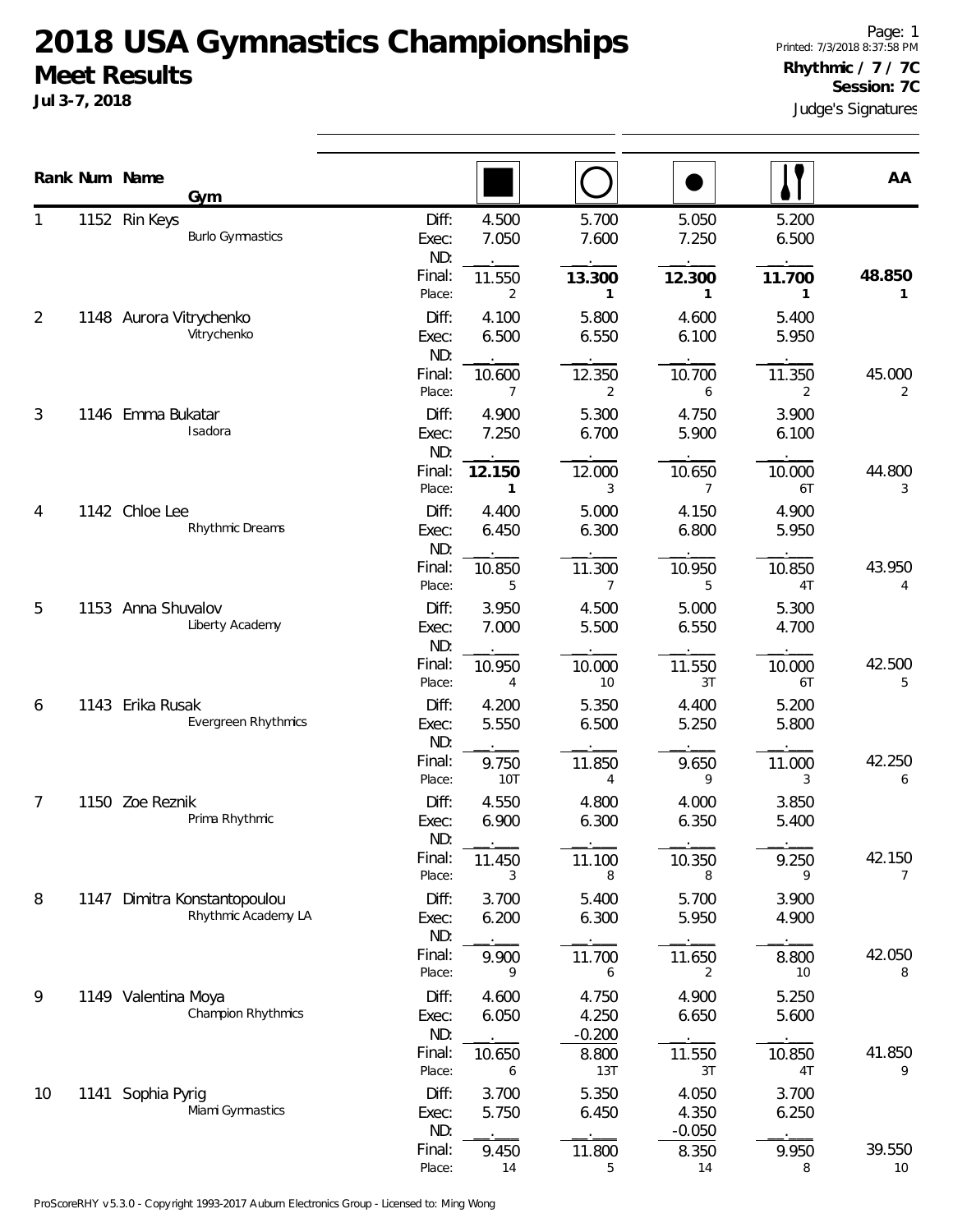# 2018 USA Gymnastics Championships

## Meet Results

**Jul 3-7, 2018**

Printed: 7/3/2018 8:37:58 PM

**Rhythmic / 7 / 7C**

**Session: 7C**

Judge's Signatures

| Rank | Num | Name / Gym | | Rope | Hoop | Ball | Clubs | AA |
|---|---|---|---|---|---|---|---|---|
| 1 | 1152 | Rin Keys / Burlo Gymnastics | Diff: | 4.500 | 5.700 | 5.050 | 5.200 | |
| | | | Exec: | 7.050 | 7.600 | 7.250 | 6.500 | |
| | | | ND: | | | | | |
| | | | Final: | 11.550 | **13.300** | **12.300** | **11.700** | **48.850** |
| | | | Place: | 2 | **1** | **1** | **1** | **1** |
| 2 | 1148 | Aurora Vitrychenko / Vitrychenko | Diff: | 4.100 | 5.800 | 4.600 | 5.400 | |
| | | | Exec: | 6.500 | 6.550 | 6.100 | 5.950 | |
| | | | ND: | | | | | |
| | | | Final: | 10.600 | 12.350 | 10.700 | 11.350 | 45.000 |
| | | | Place: | 7 | 2 | 6 | 2 | 2 |
| 3 | 1146 | Emma Bukatar / Isadora | Diff: | 4.900 | 5.300 | 4.750 | 3.900 | |
| | | | Exec: | 7.250 | 6.700 | 5.900 | 6.100 | |
| | | | ND: | | | | | |
| | | | Final: | **12.150** | 12.000 | 10.650 | 10.000 | 44.800 |
| | | | Place: | **1** | 3 | 7 | 6T | 3 |
| 4 | 1142 | Chloe Lee / Rhythmic Dreams | Diff: | 4.400 | 5.000 | 4.150 | 4.900 | |
| | | | Exec: | 6.450 | 6.300 | 6.800 | 5.950 | |
| | | | ND: | | | | | |
| | | | Final: | 10.850 | 11.300 | 10.950 | 10.850 | 43.950 |
| | | | Place: | 5 | 7 | 5 | 4T | 4 |
| 5 | 1153 | Anna Shuvalov / Liberty Academy | Diff: | 3.950 | 4.500 | 5.000 | 5.300 | |
| | | | Exec: | 7.000 | 5.500 | 6.550 | 4.700 | |
| | | | ND: | | | | | |
| | | | Final: | 10.950 | 10.000 | 11.550 | 10.000 | 42.500 |
| | | | Place: | 4 | 10 | 3T | 6T | 5 |
| 6 | 1143 | Erika Rusak / Evergreen Rhythmics | Diff: | 4.200 | 5.350 | 4.400 | 5.200 | |
| | | | Exec: | 5.550 | 6.500 | 5.250 | 5.800 | |
| | | | ND: | | | | | |
| | | | Final: | 9.750 | 11.850 | 9.650 | 11.000 | 42.250 |
| | | | Place: | 10T | 4 | 9 | 3 | 6 |
| 7 | 1150 | Zoe Reznik / Prima Rhythmic | Diff: | 4.550 | 4.800 | 4.000 | 3.850 | |
| | | | Exec: | 6.900 | 6.300 | 6.350 | 5.400 | |
| | | | ND: | | | | | |
| | | | Final: | 11.450 | 11.100 | 10.350 | 9.250 | 42.150 |
| | | | Place: | 3 | 8 | 8 | 9 | 7 |
| 8 | 1147 | Dimitra Konstantopoulou / Rhythmic Academy LA | Diff: | 3.700 | 5.400 | 5.700 | 3.900 | |
| | | | Exec: | 6.200 | 6.300 | 5.950 | 4.900 | |
| | | | ND: | | | | | |
| | | | Final: | 9.900 | 11.700 | 11.650 | 8.800 | 42.050 |
| | | | Place: | 9 | 6 | 2 | 10 | 8 |
| 9 | 1149 | Valentina Moya / Champion Rhythmics | Diff: | 4.600 | 4.750 | 4.900 | 5.250 | |
| | | | Exec: | 6.050 | 4.250 | 6.650 | 5.600 | |
| | | | ND: | | -0.200 | | | |
| | | | Final: | 10.650 | 8.800 | 11.550 | 10.850 | 41.850 |
| | | | Place: | 6 | 13T | 3T | 4T | 9 |
| 10 | 1141 | Sophia Pyrig / Miami Gymnastics | Diff: | 3.700 | 5.350 | 4.050 | 3.700 | |
| | | | Exec: | 5.750 | 6.450 | 4.350 | 6.250 | |
| | | | ND: | | | -0.050 | | |
| | | | Final: | 9.450 | 11.800 | 8.350 | 9.950 | 39.550 |
| | | | Place: | 14 | 5 | 14 | 8 | 10 |

ProScoreRHY v5.3.0 - Copyright 1993-2017 Auburn Electronics Group - Licensed to: Ming Wong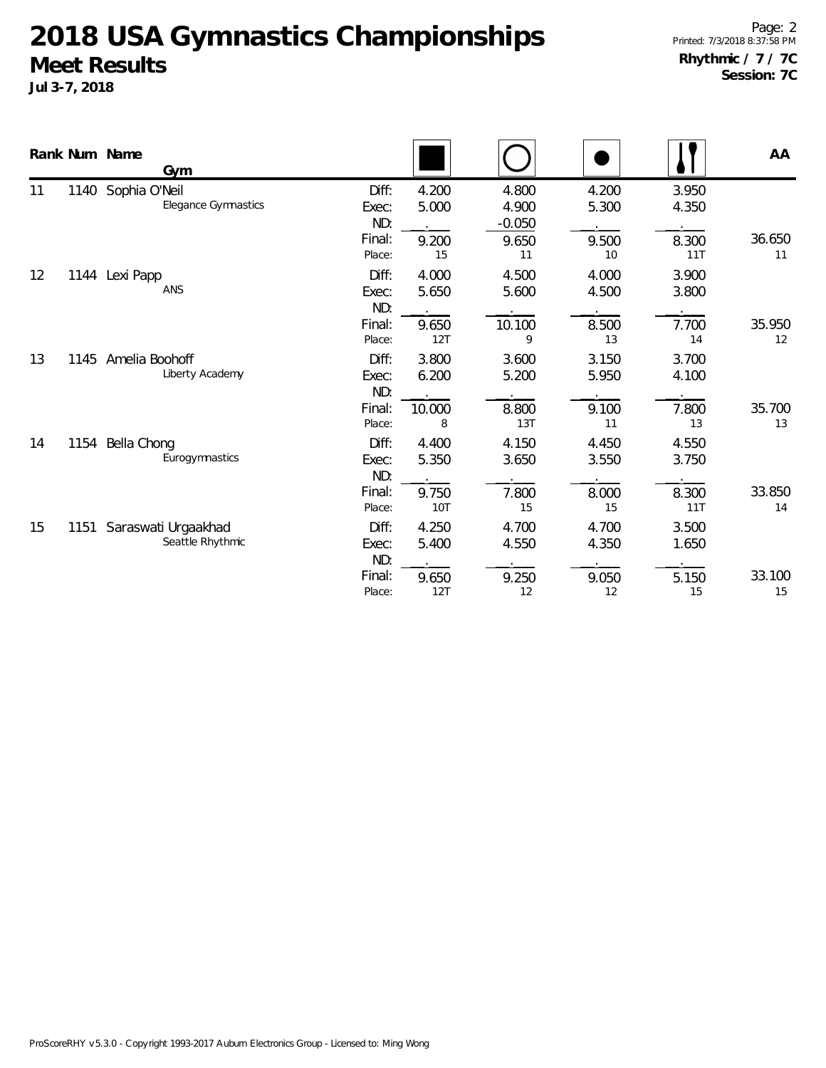# 2018 USA Gymnastics Championships

## Meet Results

**Jul 3-7, 2018**

**Rhythmic / 7 / 7C**
**Session: 7C**

| Rank | Num | Name / Gym | | Rope | Hoop | Ball | Clubs | AA |
|---|---|---|---|---|---|---|---|---|
| 11 | 1140 | Sophia O'Neil<br>Elegance Gymnastics | Diff: | 4.200 | 4.800 | 4.200 | 3.950 | |
| | | | Exec: | 5.000 | 4.900 | 5.300 | 4.350 | |
| | | | ND: | . | -0.050 | . | . | |
| | | | Final: | 9.200 | 9.650 | 9.500 | 8.300 | 36.650 |
| | | | Place: | 15 | 11 | 10 | 11T | 11 |
| 12 | 1144 | Lexi Papp<br>ANS | Diff: | 4.000 | 4.500 | 4.000 | 3.900 | |
| | | | Exec: | 5.650 | 5.600 | 4.500 | 3.800 | |
| | | | ND: | . | . | . | . | |
| | | | Final: | 9.650 | 10.100 | 8.500 | 7.700 | 35.950 |
| | | | Place: | 12T | 9 | 13 | 14 | 12 |
| 13 | 1145 | Amelia Boohoff<br>Liberty Academy | Diff: | 3.800 | 3.600 | 3.150 | 3.700 | |
| | | | Exec: | 6.200 | 5.200 | 5.950 | 4.100 | |
| | | | ND: | . | . | . | . | |
| | | | Final: | 10.000 | 8.800 | 9.100 | 7.800 | 35.700 |
| | | | Place: | 8 | 13T | 11 | 13 | 13 |
| 14 | 1154 | Bella Chong<br>Eurogymnastics | Diff: | 4.400 | 4.150 | 4.450 | 4.550 | |
| | | | Exec: | 5.350 | 3.650 | 3.550 | 3.750 | |
| | | | ND: | . | . | . | . | |
| | | | Final: | 9.750 | 7.800 | 8.000 | 8.300 | 33.850 |
| | | | Place: | 10T | 15 | 15 | 11T | 14 |
| 15 | 1151 | Saraswati Urgaakhad<br>Seattle Rhythmic | Diff: | 4.250 | 4.700 | 4.700 | 3.500 | |
| | | | Exec: | 5.400 | 4.550 | 4.350 | 1.650 | |
| | | | ND: | . | . | . | . | |
| | | | Final: | 9.650 | 9.250 | 9.050 | 5.150 | 33.100 |
| | | | Place: | 12T | 12 | 12 | 15 | 15 |

ProScoreRHY v5.3.0 - Copyright 1993-2017 Auburn Electronics Group - Licensed to: Ming Wong